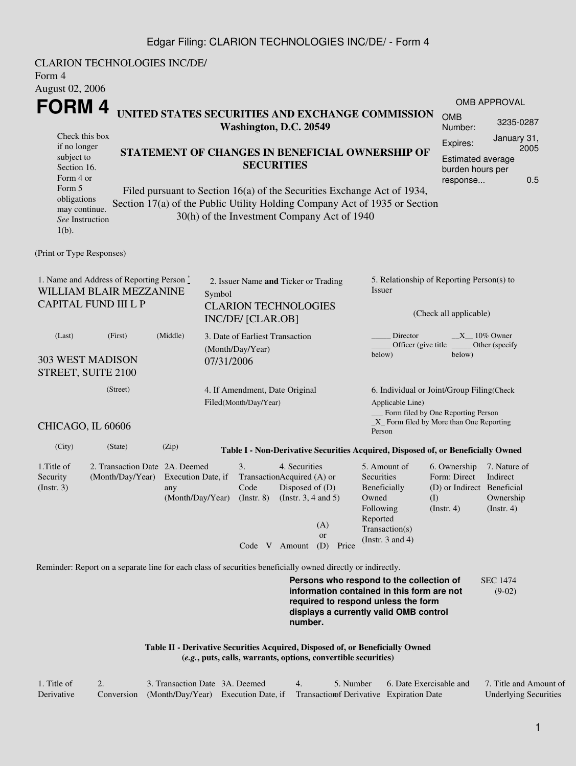CLARION TECHNOLOGIES INC/DE/
Form 4
August 02, 2006

# FORM 4

## UNITED STATES SECURITIES AND EXCHANGE COMMISSION
**Washington, D.C. 20549**

Check this box if no longer subject to Section 16. Form 4 or Form 5 obligations may continue. *See* Instruction 1(b).

## STATEMENT OF CHANGES IN BENEFICIAL OWNERSHIP OF SECURITIES

Filed pursuant to Section 16(a) of the Securities Exchange Act of 1934, Section 17(a) of the Public Utility Holding Company Act of 1935 or Section 30(h) of the Investment Company Act of 1940

| OMB APPROVAL | |
|---|---|
| OMB Number: | 3235-0287 |
| Expires: | January 31, 2005 |
| Estimated average burden hours per response... | 0.5 |

(Print or Type Responses)

1. Name and Address of Reporting Person *
WILLIAM BLAIR MEZZANINE CAPITAL FUND III L P

(Last) (First) (Middle)

303 WEST MADISON STREET, SUITE 2100

(Street)

CHICAGO, IL 60606

(City) (State) (Zip)

2. Issuer Name **and** Ticker or Trading Symbol
CLARION TECHNOLOGIES INC/DE/ [CLAR.OB]

3. Date of Earliest Transaction (Month/Day/Year)
07/31/2006

4. If Amendment, Date Original Filed(Month/Day/Year)

5. Relationship of Reporting Person(s) to Issuer

(Check all applicable)

_____ Director __X__ 10% Owner
_____ Officer (give title below) _____ Other (specify below)

6. Individual or Joint/Group Filing(Check Applicable Line)
___ Form filed by One Reporting Person
_X_ Form filed by More than One Reporting Person

**Table I - Non-Derivative Securities Acquired, Disposed of, or Beneficially Owned**

| 1.Title of Security (Instr. 3) | 2. Transaction Date (Month/Day/Year) | 2A. Deemed Execution Date, if any (Month/Day/Year) | 3. Transaction Code (Instr. 8) | | 4. Securities Acquired (A) or Disposed of (D) (Instr. 3, 4 and 5) | | | 5. Amount of Securities Beneficially Owned Following Reported Transaction(s) (Instr. 3 and 4) | 6. Ownership Form: Direct (D) or Indirect (I) (Instr. 4) | 7. Nature of Indirect Beneficial Ownership (Instr. 4) |
|---|---|---|---|---|---|---|---|---|---|---|
| | | | Code | V | Amount | (A) or (D) | Price | | | |

Reminder: Report on a separate line for each class of securities beneficially owned directly or indirectly.

**Persons who respond to the collection of information contained in this form are not required to respond unless the form displays a currently valid OMB control number.**

SEC 1474 (9-02)

**Table II - Derivative Securities Acquired, Disposed of, or Beneficially Owned**
**(*e.g.*, puts, calls, warrants, options, convertible securities)**

| 1. Title of Derivative | 2. Conversion | 3. Transaction Date (Month/Day/Year) | 3A. Deemed Execution Date, if | 4. Transaction | 5. Number of Derivative | 6. Date Exercisable and Expiration Date | 7. Title and Amount of Underlying Securities |
|---|---|---|---|---|---|---|---|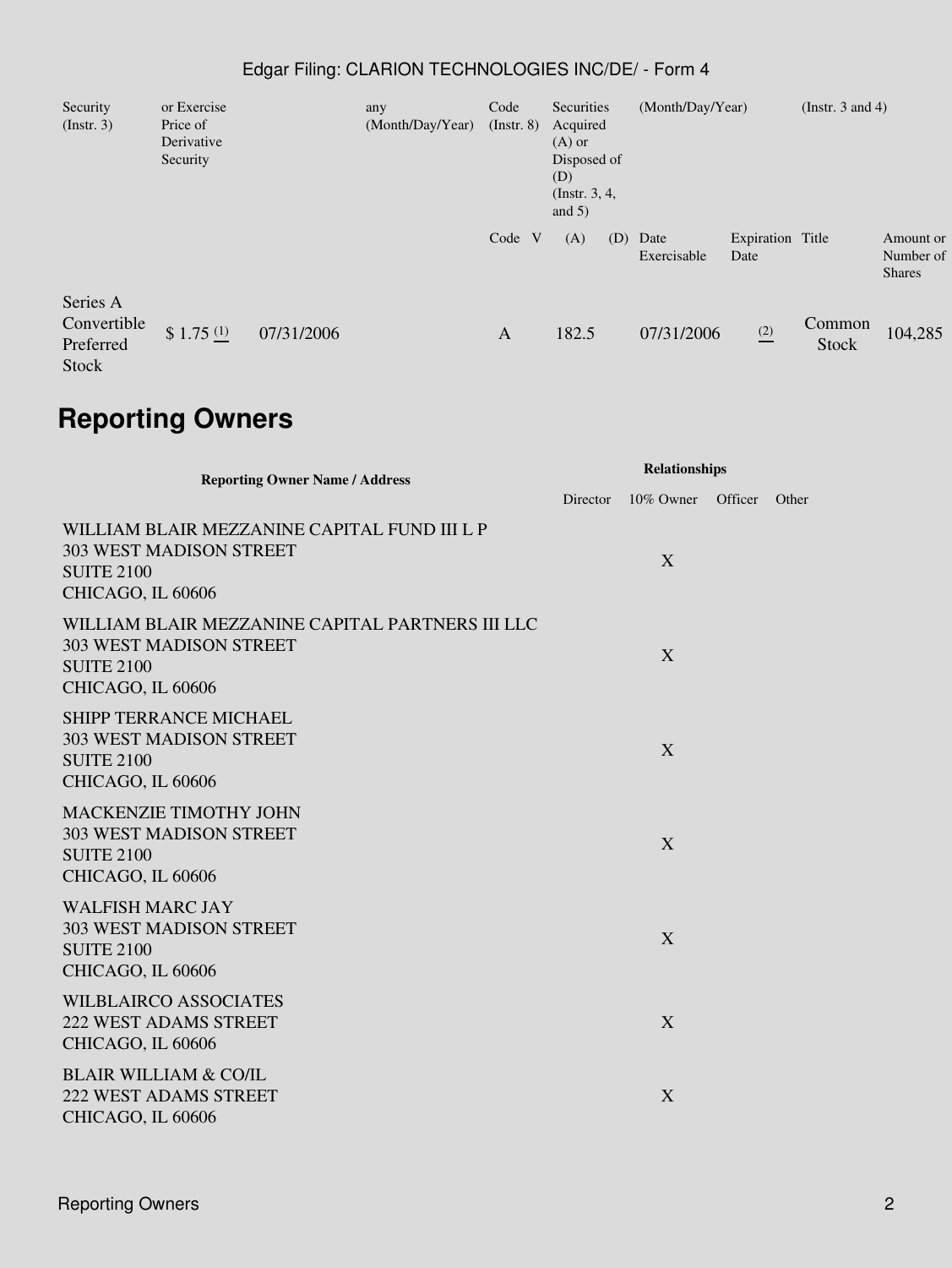| Security (Instr. 3) | or Exercise Price of Derivative Security | | any (Month/Day/Year) | Code (Instr. 8) | | Securities Acquired (A) or Disposed of (D) (Instr. 3, 4, and 5) | | (Month/Day/Year) | | (Instr. 3 and 4) | |
|---|---|---|---|---|---|---|---|---|---|---|---|
| | | | | Code | V | (A) | (D) | Date Exercisable | Expiration Date | Title | Amount or Number of Shares |
| Series A Convertible Preferred Stock | $ 1.75 (1) | 07/31/2006 | | A | | 182.5 | | 07/31/2006 | (2) | Common Stock | 104,285 |

## Reporting Owners

| Reporting Owner Name / Address | Relationships | | | |
|---|---|---|---|---|
| | Director | 10% Owner | Officer | Other |
| WILLIAM BLAIR MEZZANINE CAPITAL FUND III L P<br>303 WEST MADISON STREET<br>SUITE 2100<br>CHICAGO, IL 60606 | | X | | |
| WILLIAM BLAIR MEZZANINE CAPITAL PARTNERS III LLC<br>303 WEST MADISON STREET<br>SUITE 2100<br>CHICAGO, IL 60606 | | X | | |
| SHIPP TERRANCE MICHAEL<br>303 WEST MADISON STREET<br>SUITE 2100<br>CHICAGO, IL 60606 | | X | | |
| MACKENZIE TIMOTHY JOHN<br>303 WEST MADISON STREET<br>SUITE 2100<br>CHICAGO, IL 60606 | | X | | |
| WALFISH MARC JAY<br>303 WEST MADISON STREET<br>SUITE 2100<br>CHICAGO, IL 60606 | | X | | |
| WILBLAIRCO ASSOCIATES<br>222 WEST ADAMS STREET<br>CHICAGO, IL 60606 | | X | | |
| BLAIR WILLIAM & CO/IL<br>222 WEST ADAMS STREET<br>CHICAGO, IL 60606 | | X | | |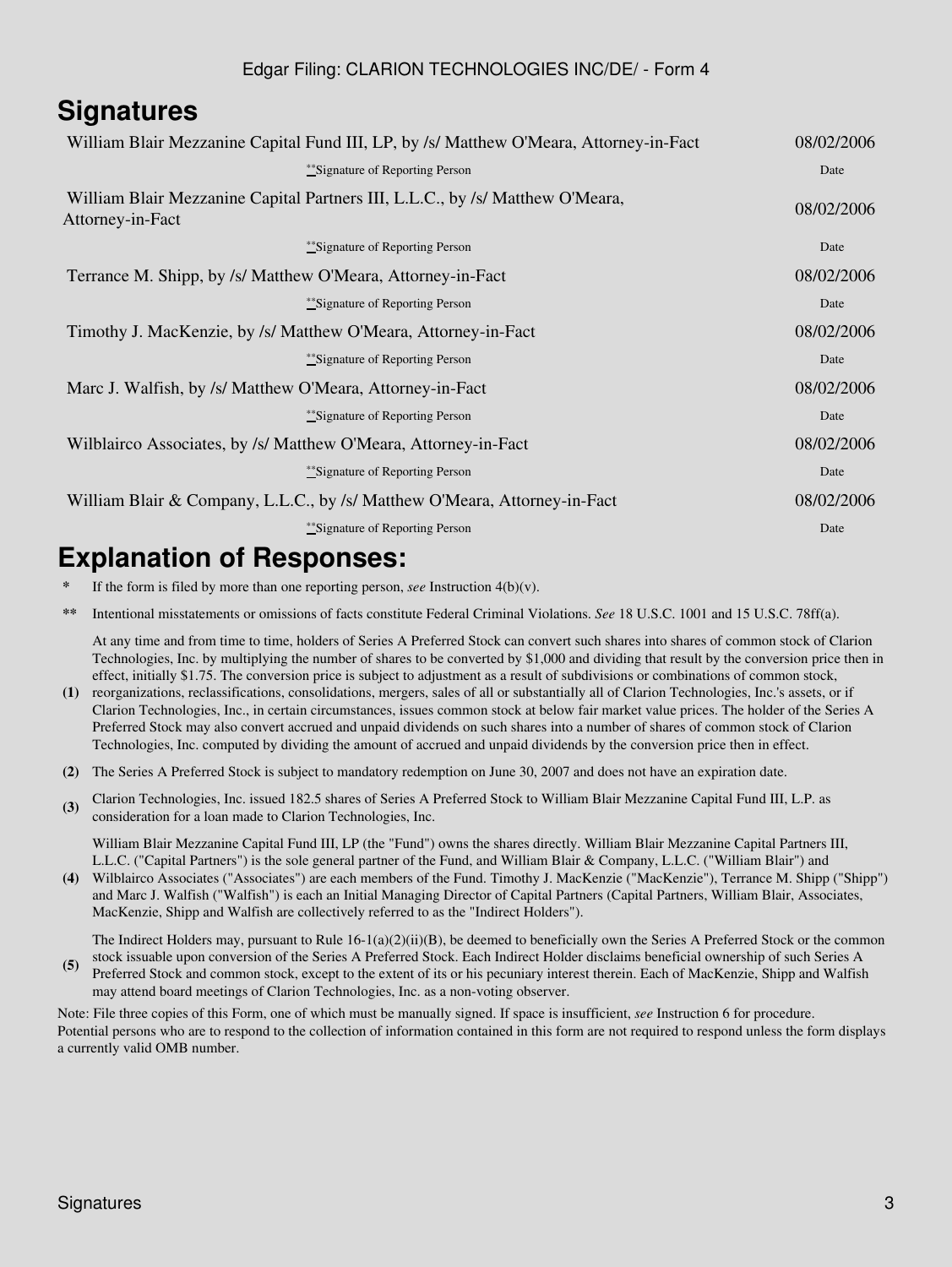## Signatures

| | |
|---|---|
| William Blair Mezzanine Capital Fund III, LP, by /s/ Matthew O'Meara, Attorney-in-Fact | 08/02/2006 |
| **Signature of Reporting Person | Date |
| William Blair Mezzanine Capital Partners III, L.L.C., by /s/ Matthew O'Meara, Attorney-in-Fact | 08/02/2006 |
| **Signature of Reporting Person | Date |
| Terrance M. Shipp, by /s/ Matthew O'Meara, Attorney-in-Fact | 08/02/2006 |
| **Signature of Reporting Person | Date |
| Timothy J. MacKenzie, by /s/ Matthew O'Meara, Attorney-in-Fact | 08/02/2006 |
| **Signature of Reporting Person | Date |
| Marc J. Walfish, by /s/ Matthew O'Meara, Attorney-in-Fact | 08/02/2006 |
| **Signature of Reporting Person | Date |
| Wilblairco Associates, by /s/ Matthew O'Meara, Attorney-in-Fact | 08/02/2006 |
| **Signature of Reporting Person | Date |
| William Blair & Company, L.L.C., by /s/ Matthew O'Meara, Attorney-in-Fact | 08/02/2006 |
| **Signature of Reporting Person | Date |

## Explanation of Responses:

\* If the form is filed by more than one reporting person, *see* Instruction 4(b)(v).

\*\* Intentional misstatements or omissions of facts constitute Federal Criminal Violations. *See* 18 U.S.C. 1001 and 15 U.S.C. 78ff(a).

**(1)** At any time and from time to time, holders of Series A Preferred Stock can convert such shares into shares of common stock of Clarion Technologies, Inc. by multiplying the number of shares to be converted by $1,000 and dividing that result by the conversion price then in effect, initially $1.75. The conversion price is subject to adjustment as a result of subdivisions or combinations of common stock, reorganizations, reclassifications, consolidations, mergers, sales of all or substantially all of Clarion Technologies, Inc.'s assets, or if Clarion Technologies, Inc., in certain circumstances, issues common stock at below fair market value prices. The holder of the Series A Preferred Stock may also convert accrued and unpaid dividends on such shares into a number of shares of common stock of Clarion Technologies, Inc. computed by dividing the amount of accrued and unpaid dividends by the conversion price then in effect.

**(2)** The Series A Preferred Stock is subject to mandatory redemption on June 30, 2007 and does not have an expiration date.

**(3)** Clarion Technologies, Inc. issued 182.5 shares of Series A Preferred Stock to William Blair Mezzanine Capital Fund III, L.P. as consideration for a loan made to Clarion Technologies, Inc.

**(4)** William Blair Mezzanine Capital Fund III, LP (the "Fund") owns the shares directly. William Blair Mezzanine Capital Partners III, L.L.C. ("Capital Partners") is the sole general partner of the Fund, and William Blair & Company, L.L.C. ("William Blair") and Wilblairco Associates ("Associates") are each members of the Fund. Timothy J. MacKenzie ("MacKenzie"), Terrance M. Shipp ("Shipp") and Marc J. Walfish ("Walfish") is each an Initial Managing Director of Capital Partners (Capital Partners, William Blair, Associates, MacKenzie, Shipp and Walfish are collectively referred to as the "Indirect Holders").

**(5)** The Indirect Holders may, pursuant to Rule 16-1(a)(2)(ii)(B), be deemed to beneficially own the Series A Preferred Stock or the common stock issuable upon conversion of the Series A Preferred Stock. Each Indirect Holder disclaims beneficial ownership of such Series A Preferred Stock and common stock, except to the extent of its or his pecuniary interest therein. Each of MacKenzie, Shipp and Walfish may attend board meetings of Clarion Technologies, Inc. as a non-voting observer.

Note: File three copies of this Form, one of which must be manually signed. If space is insufficient, *see* Instruction 6 for procedure.
Potential persons who are to respond to the collection of information contained in this form are not required to respond unless the form displays a currently valid OMB number.